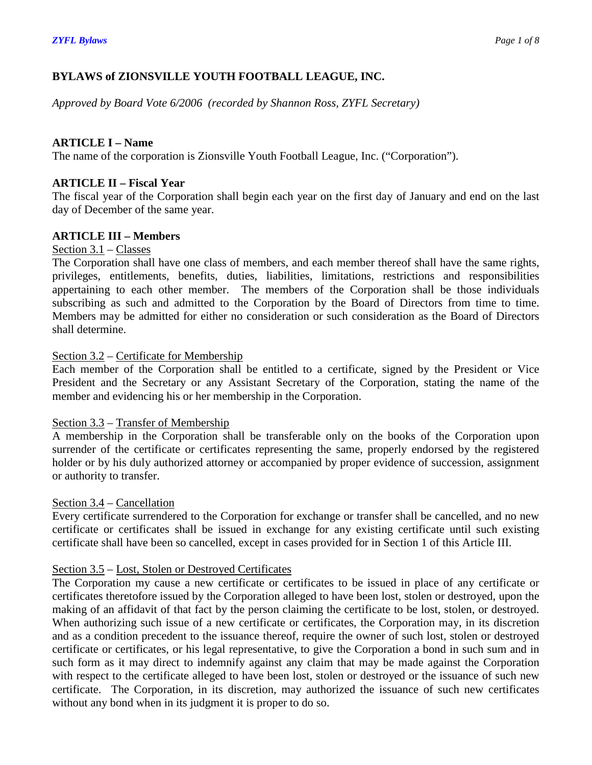# BYLAWS of ZIONSVILLE YOUTH FOOTBALL LEAGUE, INC.

*Approved by Board Vote 6/2006 (recorded by Shannon Ross, ZYFL Secretary)*

## ARTICLE I – Name

The name of the corporation is Zionsville Youth Football League, Inc. ("Corporation").

## ARTICLE II – Fiscal Year

The fiscal year of the Corporation shall begin each year on the first day of January and end on the last day of December of the same year.

## ARTICLE III – Members

Section 3.1 – Classes

The Corporation shall have one class of members, and each member thereof shall have the same rights, privileges, entitlements, benefits, duties, liabilities, limitations, restrictions and responsibilities appertaining to each other member. The members of the Corporation shall be those individuals subscribing as such and admitted to the Corporation by the Board of Directors from time to time. Members may be admitted for either no consideration or such consideration as the Board of Directors shall determine.

Section 3.2 – Certificate for Membership

Each member of the Corporation shall be entitled to a certificate, signed by the President or Vice President and the Secretary or any Assistant Secretary of the Corporation, stating the name of the member and evidencing his or her membership in the Corporation.

Section 3.3 – Transfer of Membership

A membership in the Corporation shall be transferable only on the books of the Corporation upon surrender of the certificate or certificates representing the same, properly endorsed by the registered holder or by his duly authorized attorney or accompanied by proper evidence of succession, assignment or authority to transfer.

Section 3.4 – Cancellation

Every certificate surrendered to the Corporation for exchange or transfer shall be cancelled, and no new certificate or certificates shall be issued in exchange for any existing certificate until such existing certificate shall have been so cancelled, except in cases provided for in Section 1 of this Article III.

Section 3.5 – Lost, Stolen or Destroyed Certificates

The Corporation my cause a new certificate or certificates to be issued in place of any certificate or certificates theretofore issued by the Corporation alleged to have been lost, stolen or destroyed, upon the making of an affidavit of that fact by the person claiming the certificate to be lost, stolen, or destroyed. When authorizing such issue of a new certificate or certificates, the Corporation may, in its discretion and as a condition precedent to the issuance thereof, require the owner of such lost, stolen or destroyed certificate or certificates, or his legal representative, to give the Corporation a bond in such sum and in such form as it may direct to indemnify against any claim that may be made against the Corporation with respect to the certificate alleged to have been lost, stolen or destroyed or the issuance of such new certificate. The Corporation, in its discretion, may authorized the issuance of such new certificates without any bond when in its judgment it is proper to do so.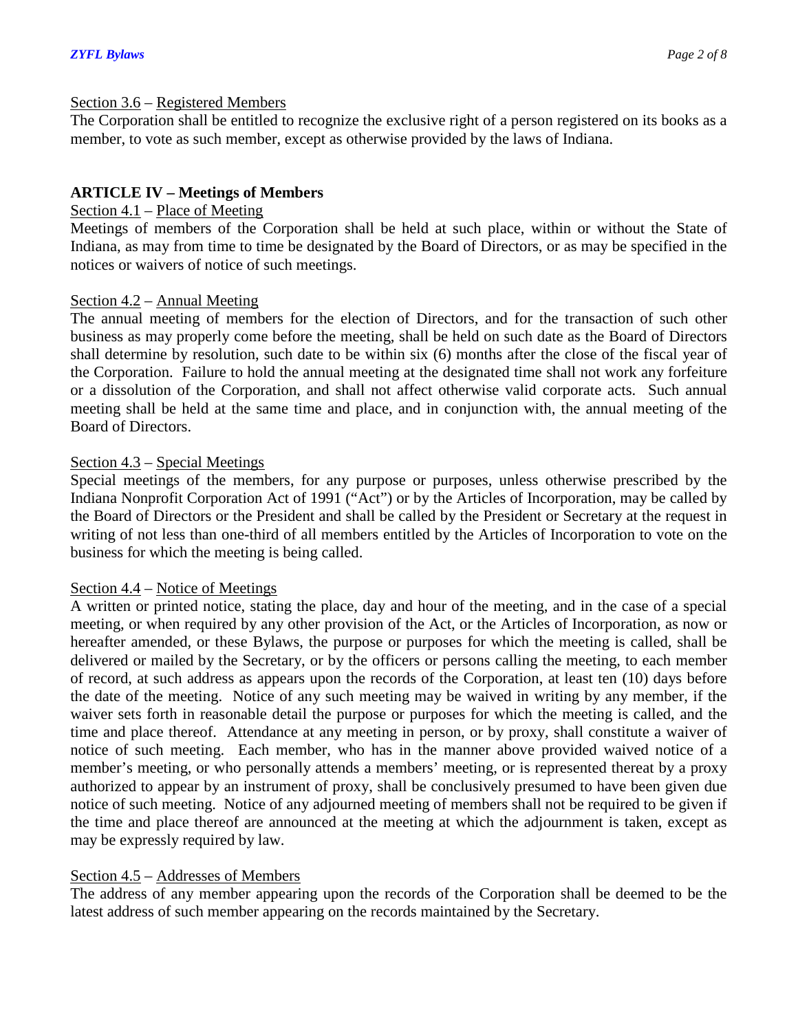Section 3.6 – Registered Members

The Corporation shall be entitled to recognize the exclusive right of a person registered on its books as a member, to vote as such member, except as otherwise provided by the laws of Indiana.

## ARTICLE IV – Meetings of Members

Section 4.1 – Place of Meeting

Meetings of members of the Corporation shall be held at such place, within or without the State of Indiana, as may from time to time be designated by the Board of Directors, or as may be specified in the notices or waivers of notice of such meetings.

Section 4.2 – Annual Meeting

The annual meeting of members for the election of Directors, and for the transaction of such other business as may properly come before the meeting, shall be held on such date as the Board of Directors shall determine by resolution, such date to be within six (6) months after the close of the fiscal year of the Corporation. Failure to hold the annual meeting at the designated time shall not work any forfeiture or a dissolution of the Corporation, and shall not affect otherwise valid corporate acts. Such annual meeting shall be held at the same time and place, and in conjunction with, the annual meeting of the Board of Directors.

Section 4.3 – Special Meetings

Special meetings of the members, for any purpose or purposes, unless otherwise prescribed by the Indiana Nonprofit Corporation Act of 1991 ("Act") or by the Articles of Incorporation, may be called by the Board of Directors or the President and shall be called by the President or Secretary at the request in writing of not less than one-third of all members entitled by the Articles of Incorporation to vote on the business for which the meeting is being called.

Section 4.4 – Notice of Meetings

A written or printed notice, stating the place, day and hour of the meeting, and in the case of a special meeting, or when required by any other provision of the Act, or the Articles of Incorporation, as now or hereafter amended, or these Bylaws, the purpose or purposes for which the meeting is called, shall be delivered or mailed by the Secretary, or by the officers or persons calling the meeting, to each member of record, at such address as appears upon the records of the Corporation, at least ten (10) days before the date of the meeting. Notice of any such meeting may be waived in writing by any member, if the waiver sets forth in reasonable detail the purpose or purposes for which the meeting is called, and the time and place thereof. Attendance at any meeting in person, or by proxy, shall constitute a waiver of notice of such meeting. Each member, who has in the manner above provided waived notice of a member's meeting, or who personally attends a members' meeting, or is represented thereat by a proxy authorized to appear by an instrument of proxy, shall be conclusively presumed to have been given due notice of such meeting. Notice of any adjourned meeting of members shall not be required to be given if the time and place thereof are announced at the meeting at which the adjournment is taken, except as may be expressly required by law.

Section 4.5 – Addresses of Members

The address of any member appearing upon the records of the Corporation shall be deemed to be the latest address of such member appearing on the records maintained by the Secretary.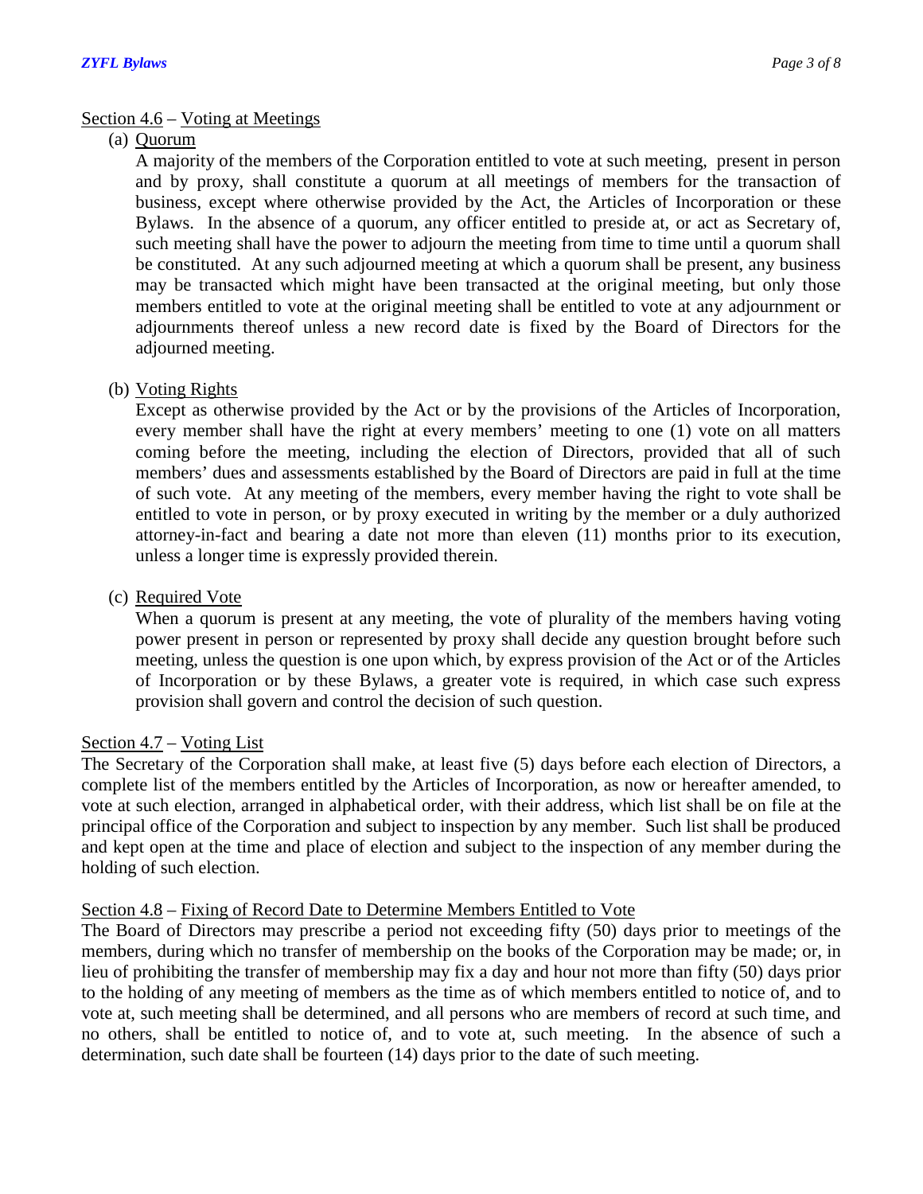Section 4.6 – Voting at Meetings

(a) Quorum

A majority of the members of the Corporation entitled to vote at such meeting, present in person and by proxy, shall constitute a quorum at all meetings of members for the transaction of business, except where otherwise provided by the Act, the Articles of Incorporation or these Bylaws. In the absence of a quorum, any officer entitled to preside at, or act as Secretary of, such meeting shall have the power to adjourn the meeting from time to time until a quorum shall be constituted. At any such adjourned meeting at which a quorum shall be present, any business may be transacted which might have been transacted at the original meeting, but only those members entitled to vote at the original meeting shall be entitled to vote at any adjournment or adjournments thereof unless a new record date is fixed by the Board of Directors for the adjourned meeting.

(b) Voting Rights

Except as otherwise provided by the Act or by the provisions of the Articles of Incorporation, every member shall have the right at every members' meeting to one (1) vote on all matters coming before the meeting, including the election of Directors, provided that all of such members' dues and assessments established by the Board of Directors are paid in full at the time of such vote. At any meeting of the members, every member having the right to vote shall be entitled to vote in person, or by proxy executed in writing by the member or a duly authorized attorney-in-fact and bearing a date not more than eleven (11) months prior to its execution, unless a longer time is expressly provided therein.

(c) Required Vote

When a quorum is present at any meeting, the vote of plurality of the members having voting power present in person or represented by proxy shall decide any question brought before such meeting, unless the question is one upon which, by express provision of the Act or of the Articles of Incorporation or by these Bylaws, a greater vote is required, in which case such express provision shall govern and control the decision of such question.

Section 4.7 – Voting List

The Secretary of the Corporation shall make, at least five (5) days before each election of Directors, a complete list of the members entitled by the Articles of Incorporation, as now or hereafter amended, to vote at such election, arranged in alphabetical order, with their address, which list shall be on file at the principal office of the Corporation and subject to inspection by any member. Such list shall be produced and kept open at the time and place of election and subject to the inspection of any member during the holding of such election.

Section 4.8 – Fixing of Record Date to Determine Members Entitled to Vote

The Board of Directors may prescribe a period not exceeding fifty (50) days prior to meetings of the members, during which no transfer of membership on the books of the Corporation may be made; or, in lieu of prohibiting the transfer of membership may fix a day and hour not more than fifty (50) days prior to the holding of any meeting of members as the time as of which members entitled to notice of, and to vote at, such meeting shall be determined, and all persons who are members of record at such time, and no others, shall be entitled to notice of, and to vote at, such meeting. In the absence of such a determination, such date shall be fourteen (14) days prior to the date of such meeting.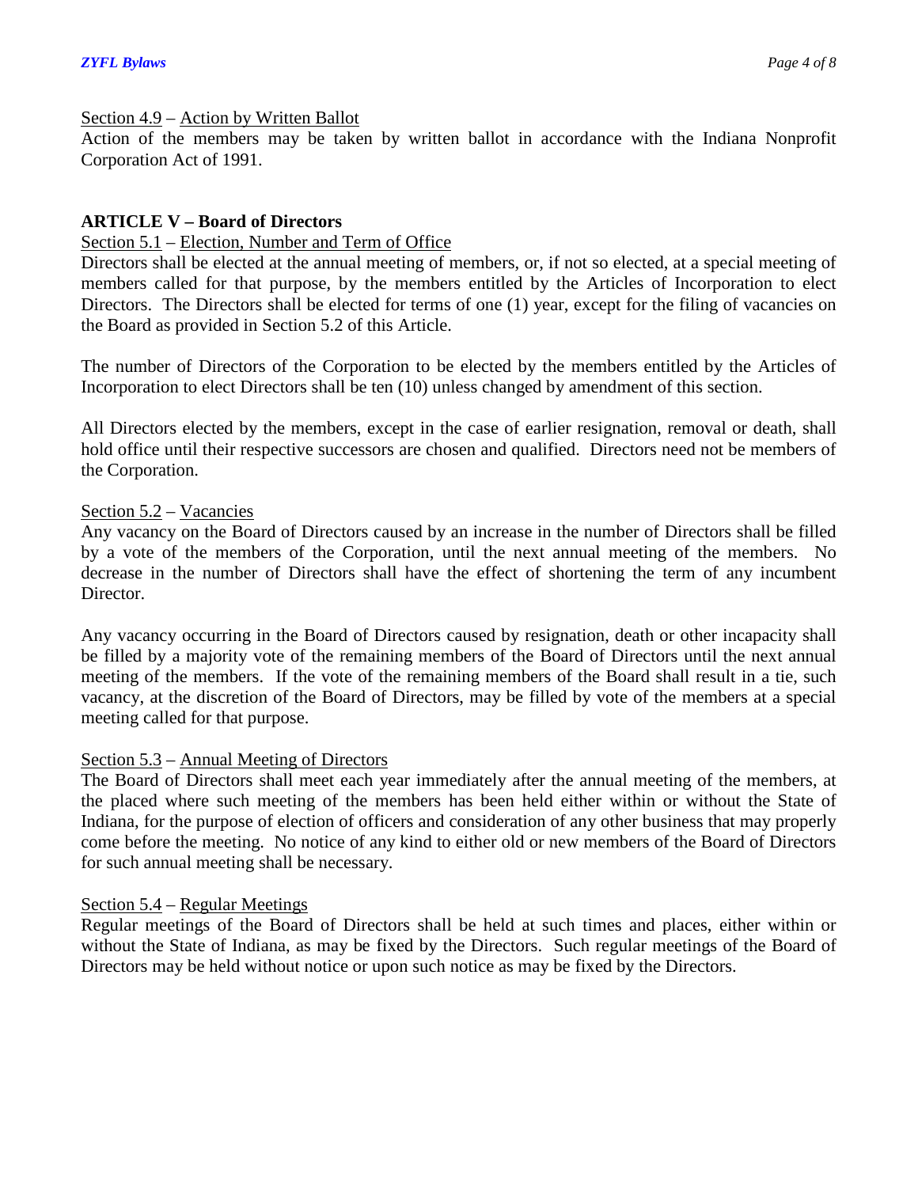Section 4.9 – Action by Written Ballot

Action of the members may be taken by written ballot in accordance with the Indiana Nonprofit Corporation Act of 1991.

## ARTICLE V – Board of Directors

Section 5.1 – Election, Number and Term of Office

Directors shall be elected at the annual meeting of members, or, if not so elected, at a special meeting of members called for that purpose, by the members entitled by the Articles of Incorporation to elect Directors. The Directors shall be elected for terms of one (1) year, except for the filing of vacancies on the Board as provided in Section 5.2 of this Article.

The number of Directors of the Corporation to be elected by the members entitled by the Articles of Incorporation to elect Directors shall be ten (10) unless changed by amendment of this section.

All Directors elected by the members, except in the case of earlier resignation, removal or death, shall hold office until their respective successors are chosen and qualified. Directors need not be members of the Corporation.

Section 5.2 – Vacancies

Any vacancy on the Board of Directors caused by an increase in the number of Directors shall be filled by a vote of the members of the Corporation, until the next annual meeting of the members. No decrease in the number of Directors shall have the effect of shortening the term of any incumbent Director.

Any vacancy occurring in the Board of Directors caused by resignation, death or other incapacity shall be filled by a majority vote of the remaining members of the Board of Directors until the next annual meeting of the members. If the vote of the remaining members of the Board shall result in a tie, such vacancy, at the discretion of the Board of Directors, may be filled by vote of the members at a special meeting called for that purpose.

Section 5.3 – Annual Meeting of Directors

The Board of Directors shall meet each year immediately after the annual meeting of the members, at the placed where such meeting of the members has been held either within or without the State of Indiana, for the purpose of election of officers and consideration of any other business that may properly come before the meeting. No notice of any kind to either old or new members of the Board of Directors for such annual meeting shall be necessary.

Section 5.4 – Regular Meetings

Regular meetings of the Board of Directors shall be held at such times and places, either within or without the State of Indiana, as may be fixed by the Directors. Such regular meetings of the Board of Directors may be held without notice or upon such notice as may be fixed by the Directors.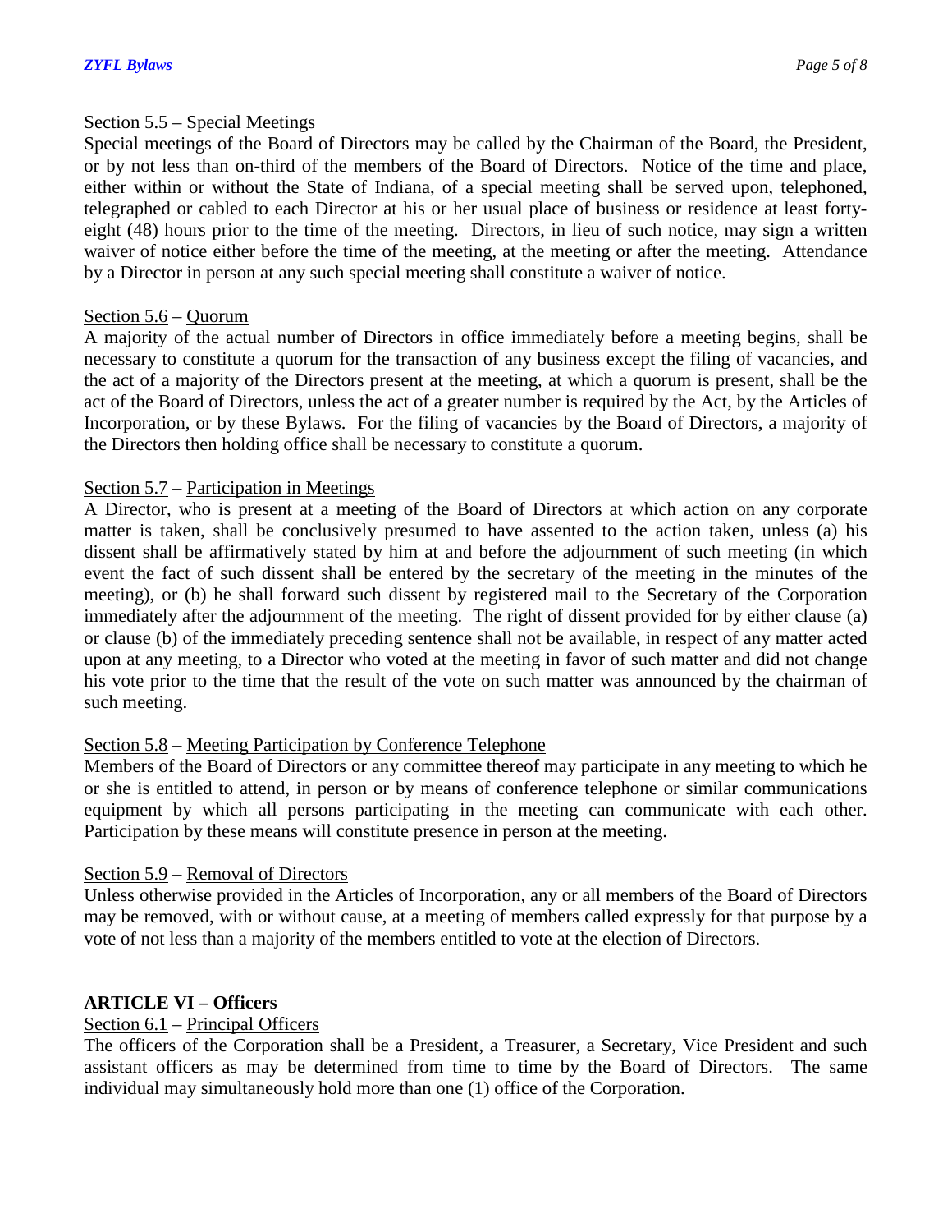Section 5.5 – Special Meetings

Special meetings of the Board of Directors may be called by the Chairman of the Board, the President, or by not less than on-third of the members of the Board of Directors. Notice of the time and place, either within or without the State of Indiana, of a special meeting shall be served upon, telephoned, telegraphed or cabled to each Director at his or her usual place of business or residence at least forty-eight (48) hours prior to the time of the meeting. Directors, in lieu of such notice, may sign a written waiver of notice either before the time of the meeting, at the meeting or after the meeting. Attendance by a Director in person at any such special meeting shall constitute a waiver of notice.

Section 5.6 – Quorum

A majority of the actual number of Directors in office immediately before a meeting begins, shall be necessary to constitute a quorum for the transaction of any business except the filing of vacancies, and the act of a majority of the Directors present at the meeting, at which a quorum is present, shall be the act of the Board of Directors, unless the act of a greater number is required by the Act, by the Articles of Incorporation, or by these Bylaws. For the filing of vacancies by the Board of Directors, a majority of the Directors then holding office shall be necessary to constitute a quorum.

Section 5.7 – Participation in Meetings

A Director, who is present at a meeting of the Board of Directors at which action on any corporate matter is taken, shall be conclusively presumed to have assented to the action taken, unless (a) his dissent shall be affirmatively stated by him at and before the adjournment of such meeting (in which event the fact of such dissent shall be entered by the secretary of the meeting in the minutes of the meeting), or (b) he shall forward such dissent by registered mail to the Secretary of the Corporation immediately after the adjournment of the meeting. The right of dissent provided for by either clause (a) or clause (b) of the immediately preceding sentence shall not be available, in respect of any matter acted upon at any meeting, to a Director who voted at the meeting in favor of such matter and did not change his vote prior to the time that the result of the vote on such matter was announced by the chairman of such meeting.

Section 5.8 – Meeting Participation by Conference Telephone

Members of the Board of Directors or any committee thereof may participate in any meeting to which he or she is entitled to attend, in person or by means of conference telephone or similar communications equipment by which all persons participating in the meeting can communicate with each other. Participation by these means will constitute presence in person at the meeting.

Section 5.9 – Removal of Directors

Unless otherwise provided in the Articles of Incorporation, any or all members of the Board of Directors may be removed, with or without cause, at a meeting of members called expressly for that purpose by a vote of not less than a majority of the members entitled to vote at the election of Directors.

## ARTICLE VI – Officers

Section 6.1 – Principal Officers

The officers of the Corporation shall be a President, a Treasurer, a Secretary, Vice President and such assistant officers as may be determined from time to time by the Board of Directors. The same individual may simultaneously hold more than one (1) office of the Corporation.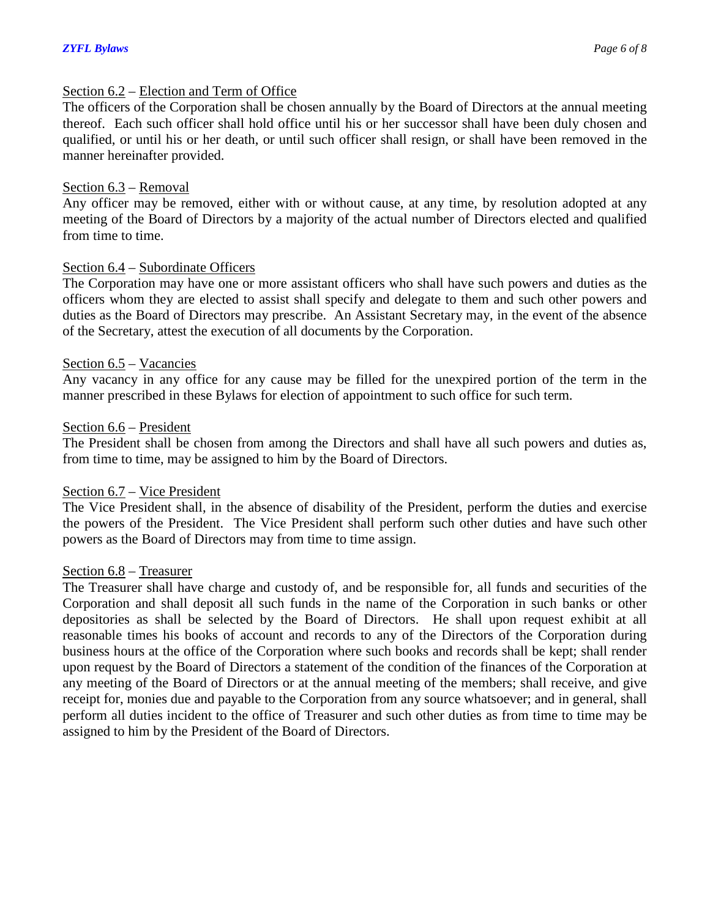Section 6.2 – Election and Term of Office

The officers of the Corporation shall be chosen annually by the Board of Directors at the annual meeting thereof. Each such officer shall hold office until his or her successor shall have been duly chosen and qualified, or until his or her death, or until such officer shall resign, or shall have been removed in the manner hereinafter provided.

Section 6.3 – Removal

Any officer may be removed, either with or without cause, at any time, by resolution adopted at any meeting of the Board of Directors by a majority of the actual number of Directors elected and qualified from time to time.

Section 6.4 – Subordinate Officers

The Corporation may have one or more assistant officers who shall have such powers and duties as the officers whom they are elected to assist shall specify and delegate to them and such other powers and duties as the Board of Directors may prescribe. An Assistant Secretary may, in the event of the absence of the Secretary, attest the execution of all documents by the Corporation.

Section 6.5 – Vacancies

Any vacancy in any office for any cause may be filled for the unexpired portion of the term in the manner prescribed in these Bylaws for election of appointment to such office for such term.

Section 6.6 – President

The President shall be chosen from among the Directors and shall have all such powers and duties as, from time to time, may be assigned to him by the Board of Directors.

Section 6.7 – Vice President

The Vice President shall, in the absence of disability of the President, perform the duties and exercise the powers of the President. The Vice President shall perform such other duties and have such other powers as the Board of Directors may from time to time assign.

Section 6.8 – Treasurer

The Treasurer shall have charge and custody of, and be responsible for, all funds and securities of the Corporation and shall deposit all such funds in the name of the Corporation in such banks or other depositories as shall be selected by the Board of Directors. He shall upon request exhibit at all reasonable times his books of account and records to any of the Directors of the Corporation during business hours at the office of the Corporation where such books and records shall be kept; shall render upon request by the Board of Directors a statement of the condition of the finances of the Corporation at any meeting of the Board of Directors or at the annual meeting of the members; shall receive, and give receipt for, monies due and payable to the Corporation from any source whatsoever; and in general, shall perform all duties incident to the office of Treasurer and such other duties as from time to time may be assigned to him by the President of the Board of Directors.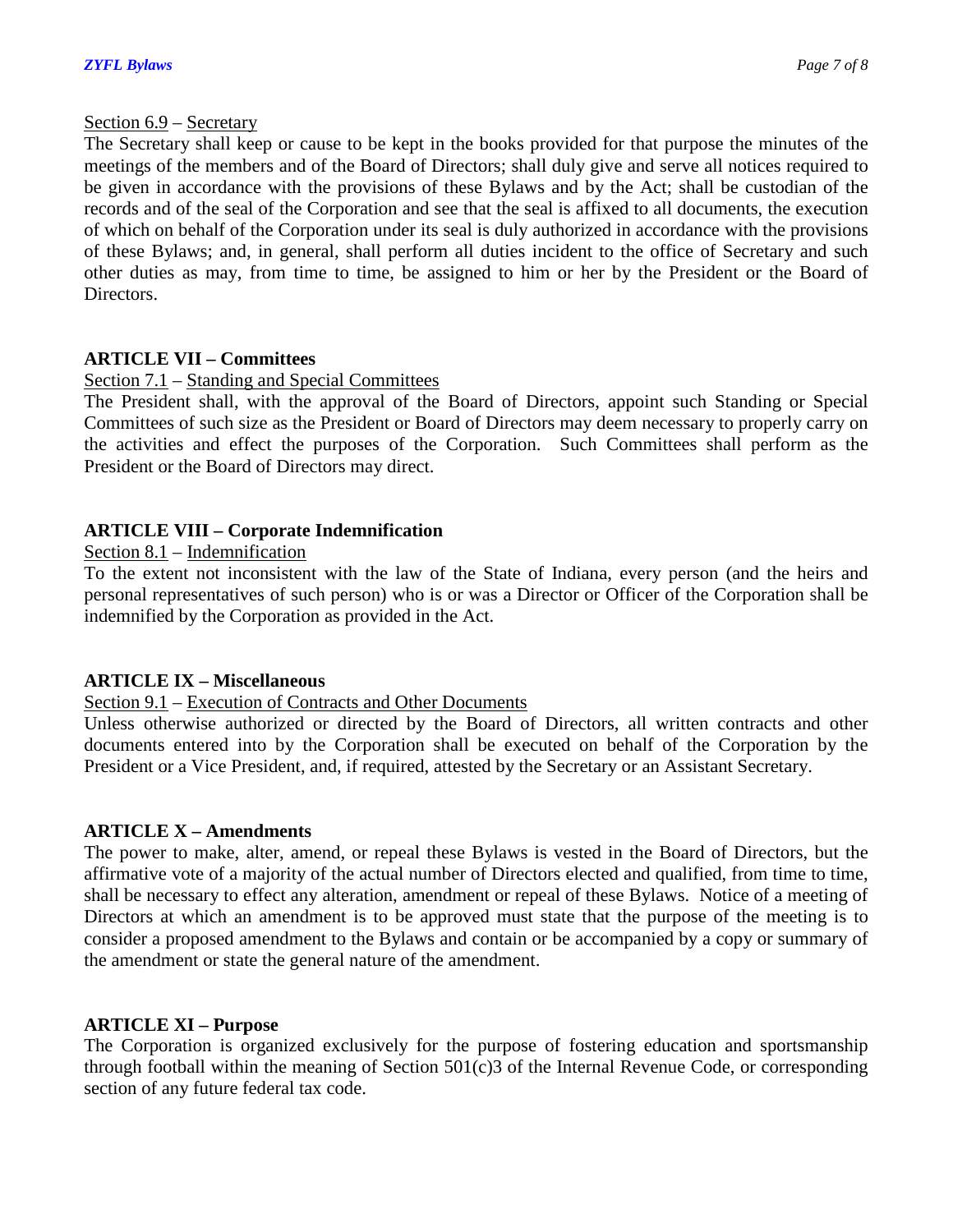Section 6.9 – Secretary

The Secretary shall keep or cause to be kept in the books provided for that purpose the minutes of the meetings of the members and of the Board of Directors; shall duly give and serve all notices required to be given in accordance with the provisions of these Bylaws and by the Act; shall be custodian of the records and of the seal of the Corporation and see that the seal is affixed to all documents, the execution of which on behalf of the Corporation under its seal is duly authorized in accordance with the provisions of these Bylaws; and, in general, shall perform all duties incident to the office of Secretary and such other duties as may, from time to time, be assigned to him or her by the President or the Board of Directors.

## ARTICLE VII – Committees

Section 7.1 – Standing and Special Committees

The President shall, with the approval of the Board of Directors, appoint such Standing or Special Committees of such size as the President or Board of Directors may deem necessary to properly carry on the activities and effect the purposes of the Corporation. Such Committees shall perform as the President or the Board of Directors may direct.

## ARTICLE VIII – Corporate Indemnification

Section 8.1 – Indemnification

To the extent not inconsistent with the law of the State of Indiana, every person (and the heirs and personal representatives of such person) who is or was a Director or Officer of the Corporation shall be indemnified by the Corporation as provided in the Act.

## ARTICLE IX – Miscellaneous

Section 9.1 – Execution of Contracts and Other Documents

Unless otherwise authorized or directed by the Board of Directors, all written contracts and other documents entered into by the Corporation shall be executed on behalf of the Corporation by the President or a Vice President, and, if required, attested by the Secretary or an Assistant Secretary.

## ARTICLE X – Amendments

The power to make, alter, amend, or repeal these Bylaws is vested in the Board of Directors, but the affirmative vote of a majority of the actual number of Directors elected and qualified, from time to time, shall be necessary to effect any alteration, amendment or repeal of these Bylaws. Notice of a meeting of Directors at which an amendment is to be approved must state that the purpose of the meeting is to consider a proposed amendment to the Bylaws and contain or be accompanied by a copy or summary of the amendment or state the general nature of the amendment.

## ARTICLE XI – Purpose

The Corporation is organized exclusively for the purpose of fostering education and sportsmanship through football within the meaning of Section 501(c)3 of the Internal Revenue Code, or corresponding section of any future federal tax code.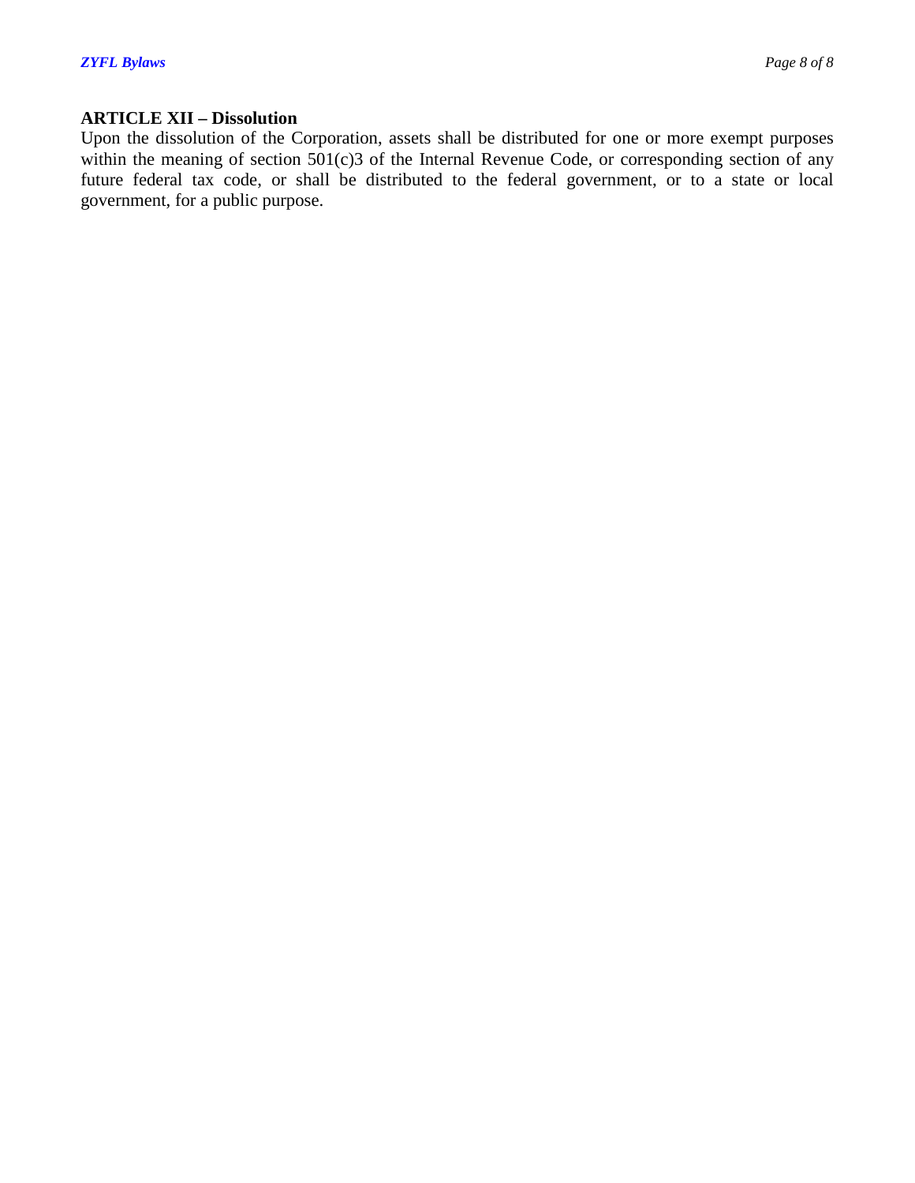**ARTICLE XII – Dissolution**

Upon the dissolution of the Corporation, assets shall be distributed for one or more exempt purposes within the meaning of section 501(c)3 of the Internal Revenue Code, or corresponding section of any future federal tax code, or shall be distributed to the federal government, or to a state or local government, for a public purpose.